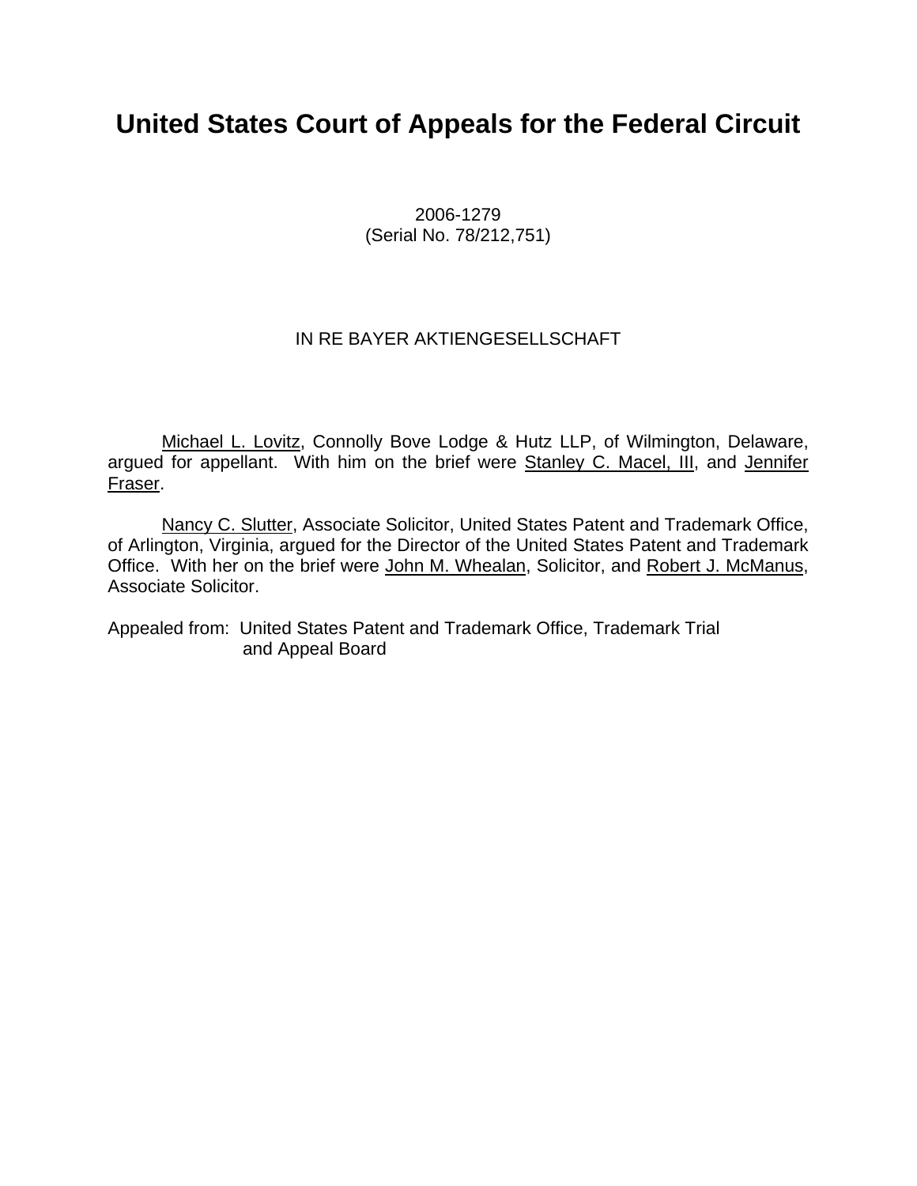# United States Court of Appeals for the Federal Circuit

2006-1279
(Serial No. 78/212,751)

IN RE BAYER AKTIENGESELLSCHAFT

Michael L. Lovitz, Connolly Bove Lodge & Hutz LLP, of Wilmington, Delaware, argued for appellant. With him on the brief were Stanley C. Macel, III, and Jennifer Fraser.

Nancy C. Slutter, Associate Solicitor, United States Patent and Trademark Office, of Arlington, Virginia, argued for the Director of the United States Patent and Trademark Office. With her on the brief were John M. Whealan, Solicitor, and Robert J. McManus, Associate Solicitor.

Appealed from: United States Patent and Trademark Office, Trademark Trial and Appeal Board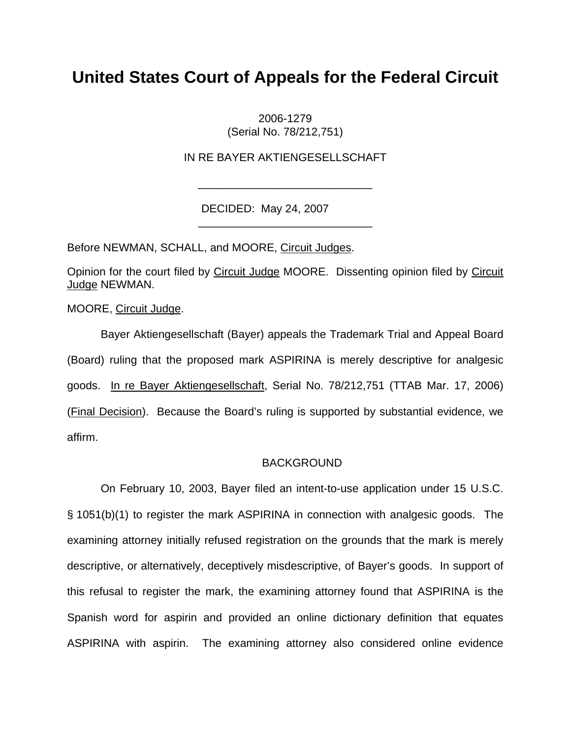# United States Court of Appeals for the Federal Circuit

2006-1279
(Serial No. 78/212,751)

IN RE BAYER AKTIENGESELLSCHAFT

---

DECIDED: May 24, 2007

---

Before NEWMAN, SCHALL, and MOORE, Circuit Judges.

Opinion for the court filed by Circuit Judge MOORE. Dissenting opinion filed by Circuit Judge NEWMAN.

MOORE, Circuit Judge.

Bayer Aktiengesellschaft (Bayer) appeals the Trademark Trial and Appeal Board (Board) ruling that the proposed mark ASPIRINA is merely descriptive for analgesic goods. In re Bayer Aktiengesellschaft, Serial No. 78/212,751 (TTAB Mar. 17, 2006) (Final Decision). Because the Board's ruling is supported by substantial evidence, we affirm.

BACKGROUND

On February 10, 2003, Bayer filed an intent-to-use application under 15 U.S.C. § 1051(b)(1) to register the mark ASPIRINA in connection with analgesic goods. The examining attorney initially refused registration on the grounds that the mark is merely descriptive, or alternatively, deceptively misdescriptive, of Bayer's goods. In support of this refusal to register the mark, the examining attorney found that ASPIRINA is the Spanish word for aspirin and provided an online dictionary definition that equates ASPIRINA with aspirin. The examining attorney also considered online evidence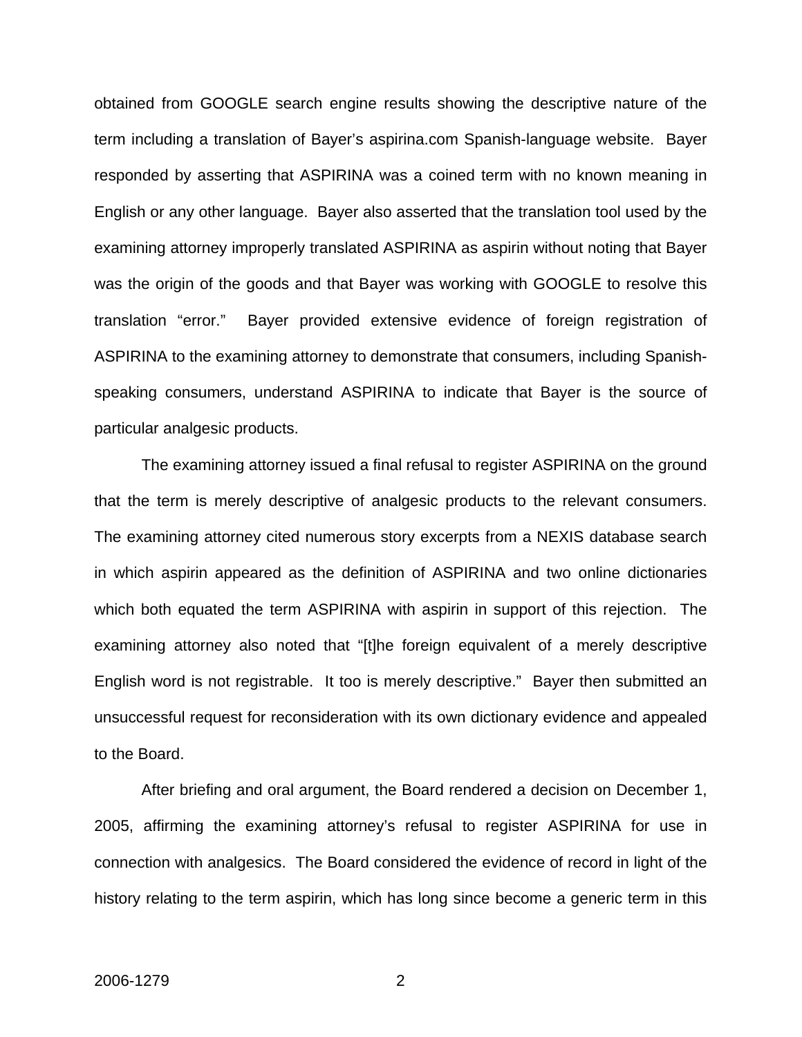obtained from GOOGLE search engine results showing the descriptive nature of the term including a translation of Bayer's aspirina.com Spanish-language website. Bayer responded by asserting that ASPIRINA was a coined term with no known meaning in English or any other language. Bayer also asserted that the translation tool used by the examining attorney improperly translated ASPIRINA as aspirin without noting that Bayer was the origin of the goods and that Bayer was working with GOOGLE to resolve this translation "error." Bayer provided extensive evidence of foreign registration of ASPIRINA to the examining attorney to demonstrate that consumers, including Spanish-speaking consumers, understand ASPIRINA to indicate that Bayer is the source of particular analgesic products.

The examining attorney issued a final refusal to register ASPIRINA on the ground that the term is merely descriptive of analgesic products to the relevant consumers. The examining attorney cited numerous story excerpts from a NEXIS database search in which aspirin appeared as the definition of ASPIRINA and two online dictionaries which both equated the term ASPIRINA with aspirin in support of this rejection. The examining attorney also noted that "[t]he foreign equivalent of a merely descriptive English word is not registrable. It too is merely descriptive." Bayer then submitted an unsuccessful request for reconsideration with its own dictionary evidence and appealed to the Board.

After briefing and oral argument, the Board rendered a decision on December 1, 2005, affirming the examining attorney's refusal to register ASPIRINA for use in connection with analgesics. The Board considered the evidence of record in light of the history relating to the term aspirin, which has long since become a generic term in this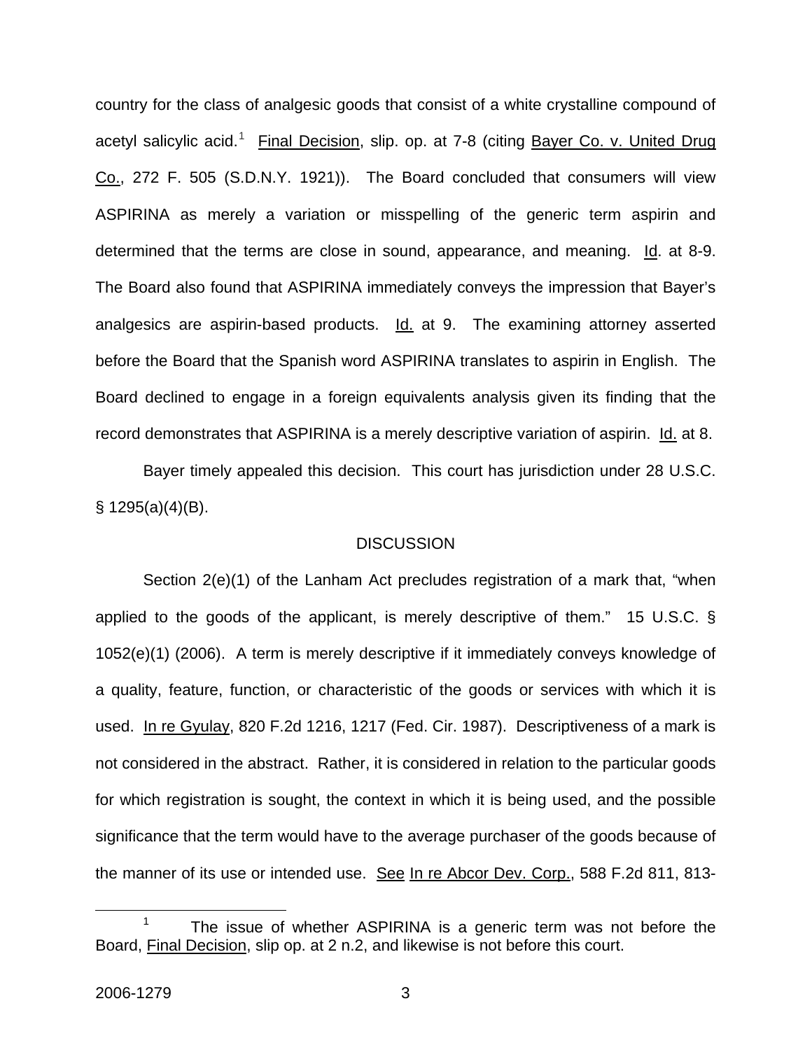country for the class of analgesic goods that consist of a white crystalline compound of acetyl salicylic acid.[1] Final Decision, slip. op. at 7-8 (citing Bayer Co. v. United Drug Co., 272 F. 505 (S.D.N.Y. 1921)). The Board concluded that consumers will view ASPIRINA as merely a variation or misspelling of the generic term aspirin and determined that the terms are close in sound, appearance, and meaning. Id. at 8-9. The Board also found that ASPIRINA immediately conveys the impression that Bayer's analgesics are aspirin-based products. Id. at 9. The examining attorney asserted before the Board that the Spanish word ASPIRINA translates to aspirin in English. The Board declined to engage in a foreign equivalents analysis given its finding that the record demonstrates that ASPIRINA is a merely descriptive variation of aspirin. Id. at 8.

Bayer timely appealed this decision. This court has jurisdiction under 28 U.S.C. § 1295(a)(4)(B).

## DISCUSSION

Section 2(e)(1) of the Lanham Act precludes registration of a mark that, "when applied to the goods of the applicant, is merely descriptive of them." 15 U.S.C. § 1052(e)(1) (2006). A term is merely descriptive if it immediately conveys knowledge of a quality, feature, function, or characteristic of the goods or services with which it is used. In re Gyulay, 820 F.2d 1216, 1217 (Fed. Cir. 1987). Descriptiveness of a mark is not considered in the abstract. Rather, it is considered in relation to the particular goods for which registration is sought, the context in which it is being used, and the possible significance that the term would have to the average purchaser of the goods because of the manner of its use or intended use. See In re Abcor Dev. Corp., 588 F.2d 811, 813-

---

[1] The issue of whether ASPIRINA is a generic term was not before the Board, Final Decision, slip op. at 2 n.2, and likewise is not before this court.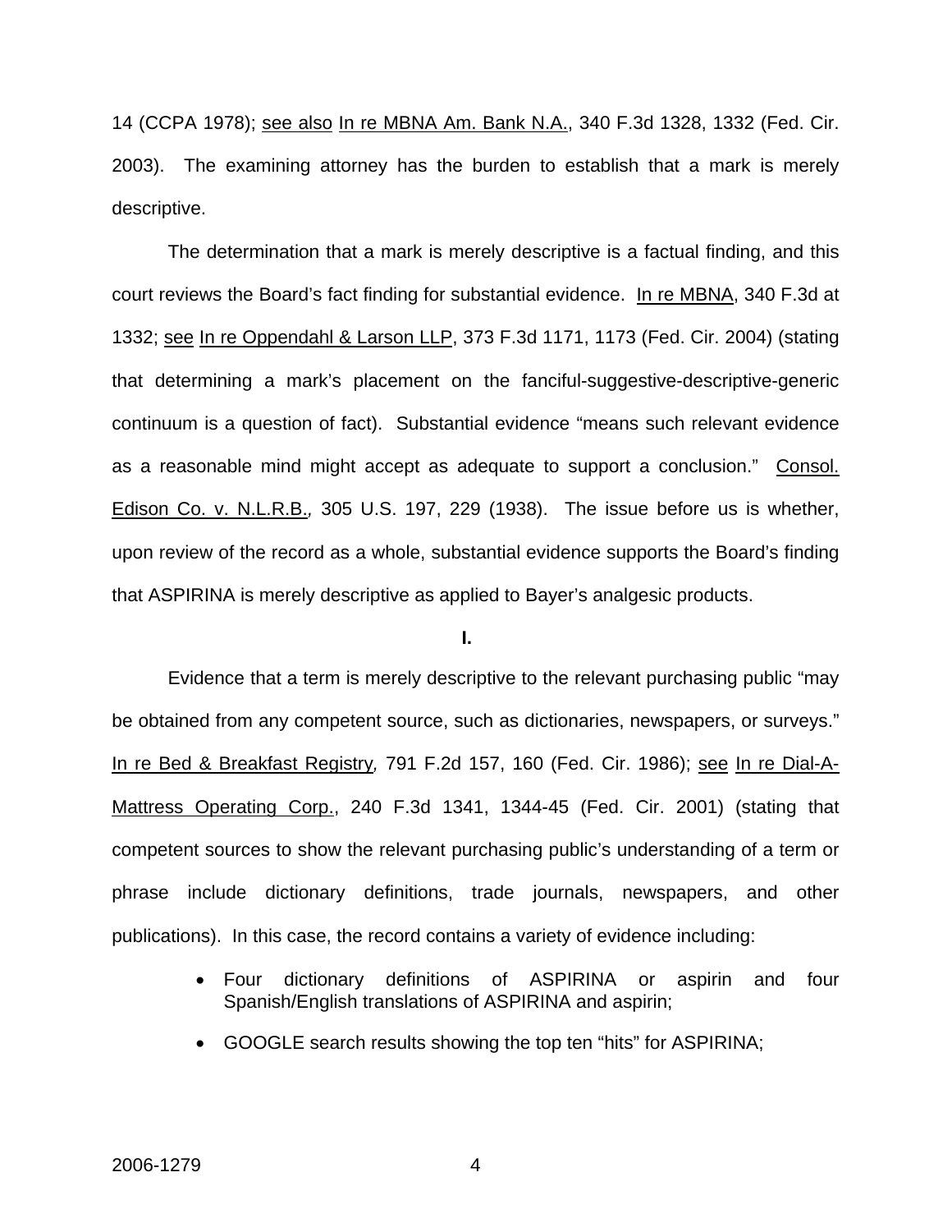14 (CCPA 1978); see also In re MBNA Am. Bank N.A., 340 F.3d 1328, 1332 (Fed. Cir. 2003). The examining attorney has the burden to establish that a mark is merely descriptive.

The determination that a mark is merely descriptive is a factual finding, and this court reviews the Board's fact finding for substantial evidence. In re MBNA, 340 F.3d at 1332; see In re Oppendahl & Larson LLP, 373 F.3d 1171, 1173 (Fed. Cir. 2004) (stating that determining a mark's placement on the fanciful-suggestive-descriptive-generic continuum is a question of fact). Substantial evidence "means such relevant evidence as a reasonable mind might accept as adequate to support a conclusion." Consol. Edison Co. v. N.L.R.B., 305 U.S. 197, 229 (1938). The issue before us is whether, upon review of the record as a whole, substantial evidence supports the Board's finding that ASPIRINA is merely descriptive as applied to Bayer's analgesic products.

**I.**

Evidence that a term is merely descriptive to the relevant purchasing public "may be obtained from any competent source, such as dictionaries, newspapers, or surveys." In re Bed & Breakfast Registry, 791 F.2d 157, 160 (Fed. Cir. 1986); see In re Dial-A-Mattress Operating Corp., 240 F.3d 1341, 1344-45 (Fed. Cir. 2001) (stating that competent sources to show the relevant purchasing public's understanding of a term or phrase include dictionary definitions, trade journals, newspapers, and other publications). In this case, the record contains a variety of evidence including:

- Four dictionary definitions of ASPIRINA or aspirin and four Spanish/English translations of ASPIRINA and aspirin;
- GOOGLE search results showing the top ten "hits" for ASPIRINA;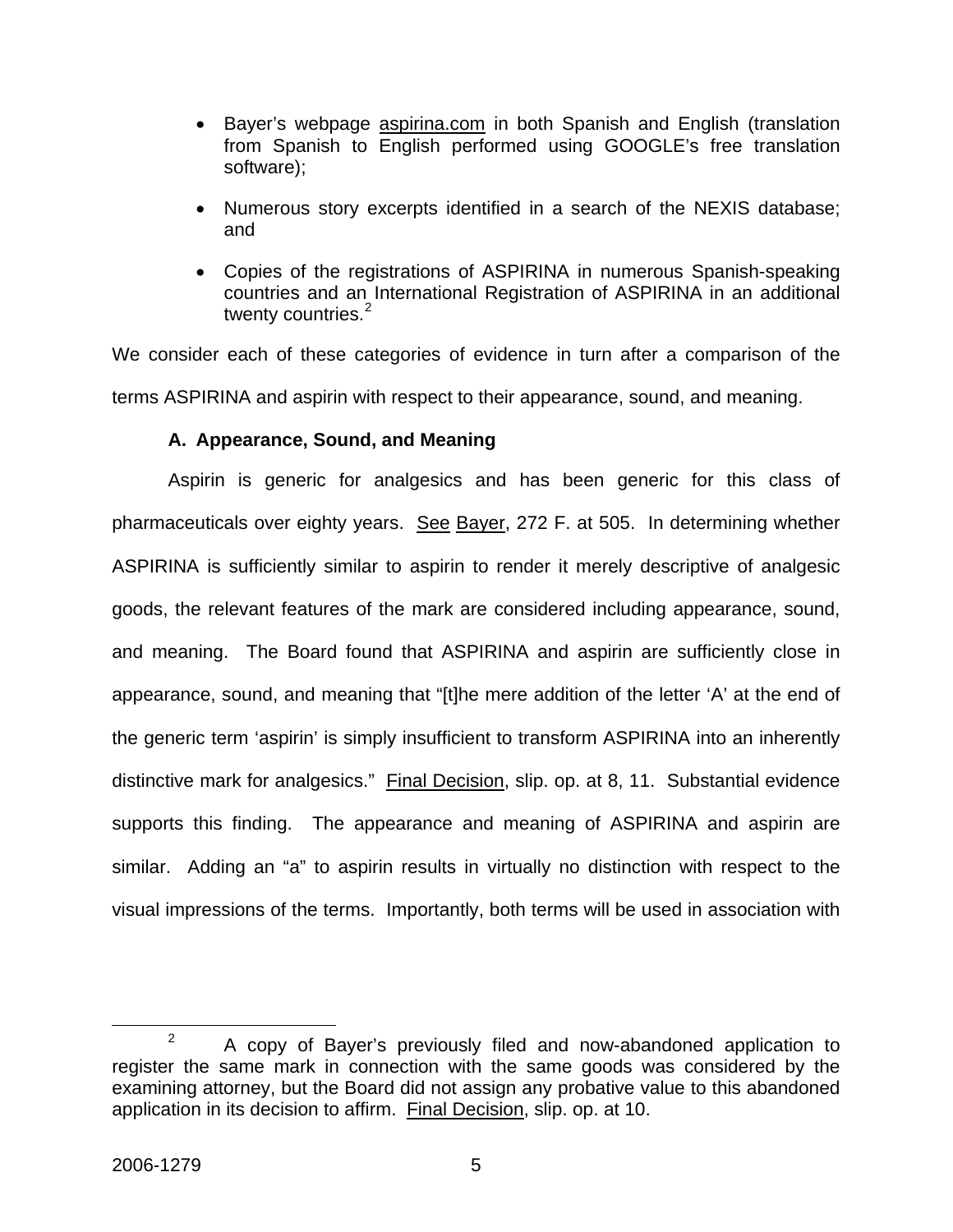- Bayer's webpage aspirina.com in both Spanish and English (translation from Spanish to English performed using GOOGLE's free translation software);
- Numerous story excerpts identified in a search of the NEXIS database; and
- Copies of the registrations of ASPIRINA in numerous Spanish-speaking countries and an International Registration of ASPIRINA in an additional twenty countries.[2]

We consider each of these categories of evidence in turn after a comparison of the terms ASPIRINA and aspirin with respect to their appearance, sound, and meaning.

**A. Appearance, Sound, and Meaning**

Aspirin is generic for analgesics and has been generic for this class of pharmaceuticals over eighty years. See Bayer, 272 F. at 505. In determining whether ASPIRINA is sufficiently similar to aspirin to render it merely descriptive of analgesic goods, the relevant features of the mark are considered including appearance, sound, and meaning. The Board found that ASPIRINA and aspirin are sufficiently close in appearance, sound, and meaning that "[t]he mere addition of the letter 'A' at the end of the generic term 'aspirin' is simply insufficient to transform ASPIRINA into an inherently distinctive mark for analgesics." Final Decision, slip. op. at 8, 11. Substantial evidence supports this finding. The appearance and meaning of ASPIRINA and aspirin are similar. Adding an "a" to aspirin results in virtually no distinction with respect to the visual impressions of the terms. Importantly, both terms will be used in association with

[2] A copy of Bayer's previously filed and now-abandoned application to register the same mark in connection with the same goods was considered by the examining attorney, but the Board did not assign any probative value to this abandoned application in its decision to affirm. Final Decision, slip. op. at 10.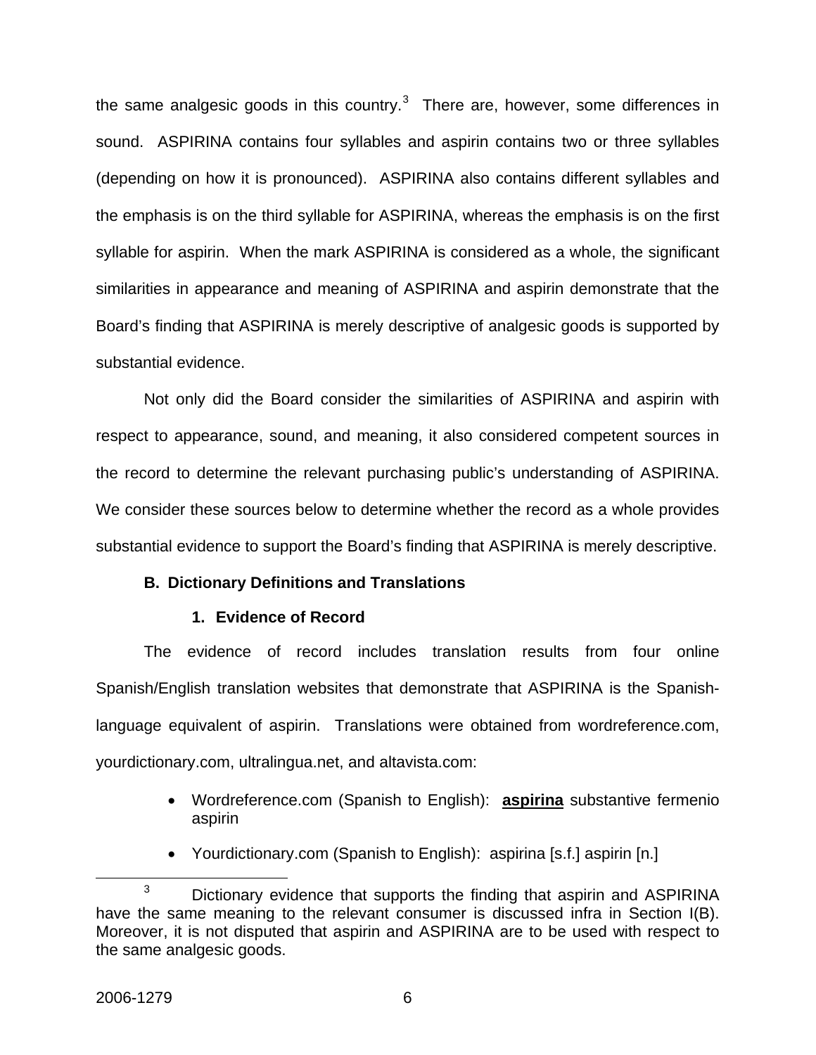the same analgesic goods in this country.[3] There are, however, some differences in sound. ASPIRINA contains four syllables and aspirin contains two or three syllables (depending on how it is pronounced). ASPIRINA also contains different syllables and the emphasis is on the third syllable for ASPIRINA, whereas the emphasis is on the first syllable for aspirin. When the mark ASPIRINA is considered as a whole, the significant similarities in appearance and meaning of ASPIRINA and aspirin demonstrate that the Board's finding that ASPIRINA is merely descriptive of analgesic goods is supported by substantial evidence.

Not only did the Board consider the similarities of ASPIRINA and aspirin with respect to appearance, sound, and meaning, it also considered competent sources in the record to determine the relevant purchasing public's understanding of ASPIRINA. We consider these sources below to determine whether the record as a whole provides substantial evidence to support the Board's finding that ASPIRINA is merely descriptive.

### B. Dictionary Definitions and Translations

#### 1. Evidence of Record

The evidence of record includes translation results from four online Spanish/English translation websites that demonstrate that ASPIRINA is the Spanish-language equivalent of aspirin. Translations were obtained from wordreference.com, yourdictionary.com, ultralingua.net, and altavista.com:

- Wordreference.com (Spanish to English): **aspirina** substantive fermenio aspirin
- Yourdictionary.com (Spanish to English): aspirina [s.f.] aspirin [n.]

[3] Dictionary evidence that supports the finding that aspirin and ASPIRINA have the same meaning to the relevant consumer is discussed infra in Section I(B). Moreover, it is not disputed that aspirin and ASPIRINA are to be used with respect to the same analgesic goods.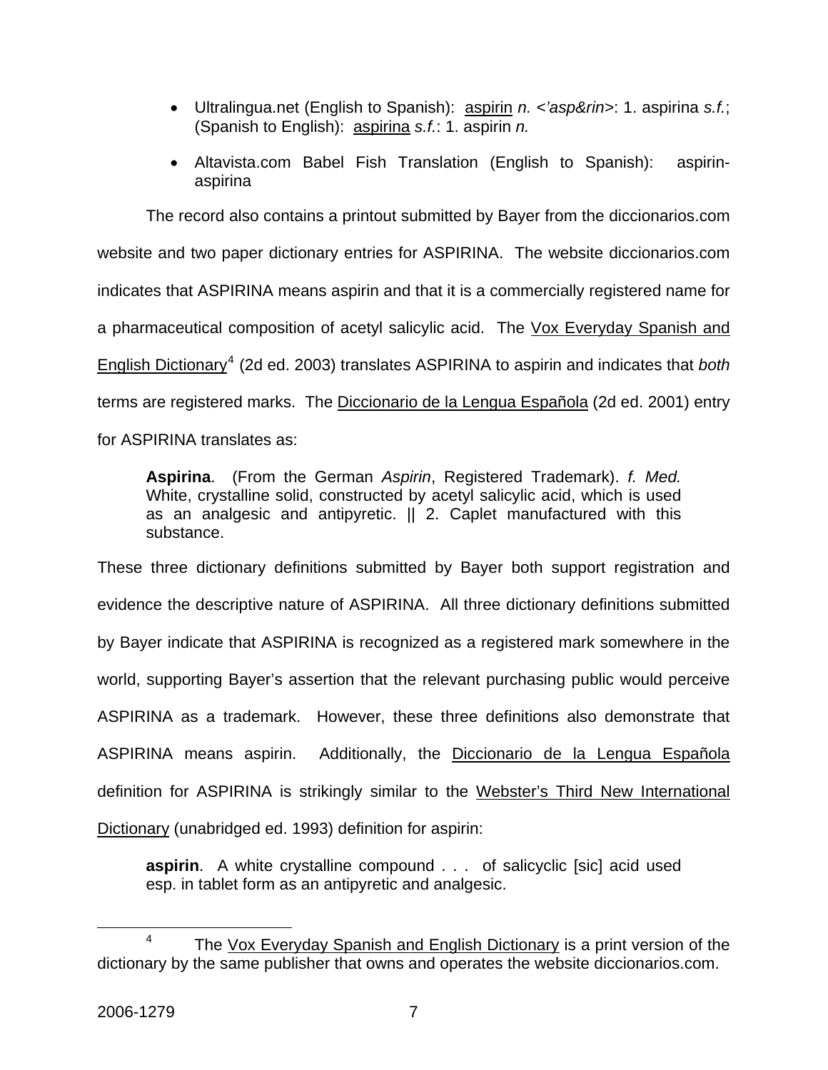- Ultralingua.net (English to Spanish): aspirin *n. <'asp&rin>*: 1. aspirina *s.f.*; (Spanish to English): aspirina *s.f.*: 1. aspirin *n.*
- Altavista.com Babel Fish Translation (English to Spanish): aspirin-aspirina

The record also contains a printout submitted by Bayer from the diccionarios.com website and two paper dictionary entries for ASPIRINA. The website diccionarios.com indicates that ASPIRINA means aspirin and that it is a commercially registered name for a pharmaceutical composition of acetyl salicylic acid. The Vox Everyday Spanish and English Dictionary[4] (2d ed. 2003) translates ASPIRINA to aspirin and indicates that *both* terms are registered marks. The Diccionario de la Lengua Española (2d ed. 2001) entry for ASPIRINA translates as:

> **Aspirina**. (From the German *Aspirin*, Registered Trademark). *f. Med.* White, crystalline solid, constructed by acetyl salicylic acid, which is used as an analgesic and antipyretic. || 2. Caplet manufactured with this substance.

These three dictionary definitions submitted by Bayer both support registration and evidence the descriptive nature of ASPIRINA. All three dictionary definitions submitted by Bayer indicate that ASPIRINA is recognized as a registered mark somewhere in the world, supporting Bayer's assertion that the relevant purchasing public would perceive ASPIRINA as a trademark. However, these three definitions also demonstrate that ASPIRINA means aspirin. Additionally, the Diccionario de la Lengua Española definition for ASPIRINA is strikingly similar to the Webster's Third New International Dictionary (unabridged ed. 1993) definition for aspirin:

> **aspirin**. A white crystalline compound . . . of salicyclic [sic] acid used esp. in tablet form as an antipyretic and analgesic.

[4] The Vox Everyday Spanish and English Dictionary is a print version of the dictionary by the same publisher that owns and operates the website diccionarios.com.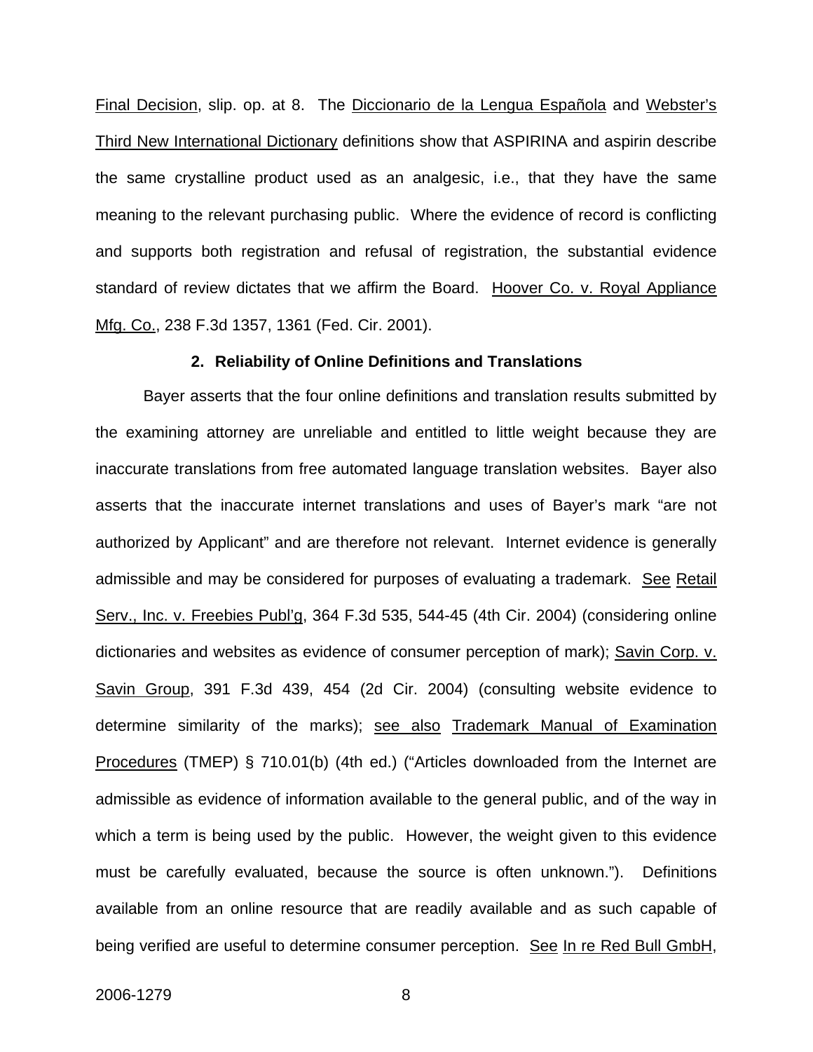Final Decision, slip. op. at 8. The Diccionario de la Lengua Española and Webster's Third New International Dictionary definitions show that ASPIRINA and aspirin describe the same crystalline product used as an analgesic, i.e., that they have the same meaning to the relevant purchasing public. Where the evidence of record is conflicting and supports both registration and refusal of registration, the substantial evidence standard of review dictates that we affirm the Board. Hoover Co. v. Royal Appliance Mfg. Co., 238 F.3d 1357, 1361 (Fed. Cir. 2001).

### 2. Reliability of Online Definitions and Translations

Bayer asserts that the four online definitions and translation results submitted by the examining attorney are unreliable and entitled to little weight because they are inaccurate translations from free automated language translation websites. Bayer also asserts that the inaccurate internet translations and uses of Bayer's mark "are not authorized by Applicant" and are therefore not relevant. Internet evidence is generally admissible and may be considered for purposes of evaluating a trademark. See Retail Serv., Inc. v. Freebies Publ'g, 364 F.3d 535, 544-45 (4th Cir. 2004) (considering online dictionaries and websites as evidence of consumer perception of mark); Savin Corp. v. Savin Group, 391 F.3d 439, 454 (2d Cir. 2004) (consulting website evidence to determine similarity of the marks); see also Trademark Manual of Examination Procedures (TMEP) § 710.01(b) (4th ed.) ("Articles downloaded from the Internet are admissible as evidence of information available to the general public, and of the way in which a term is being used by the public. However, the weight given to this evidence must be carefully evaluated, because the source is often unknown."). Definitions available from an online resource that are readily available and as such capable of being verified are useful to determine consumer perception. See In re Red Bull GmbH,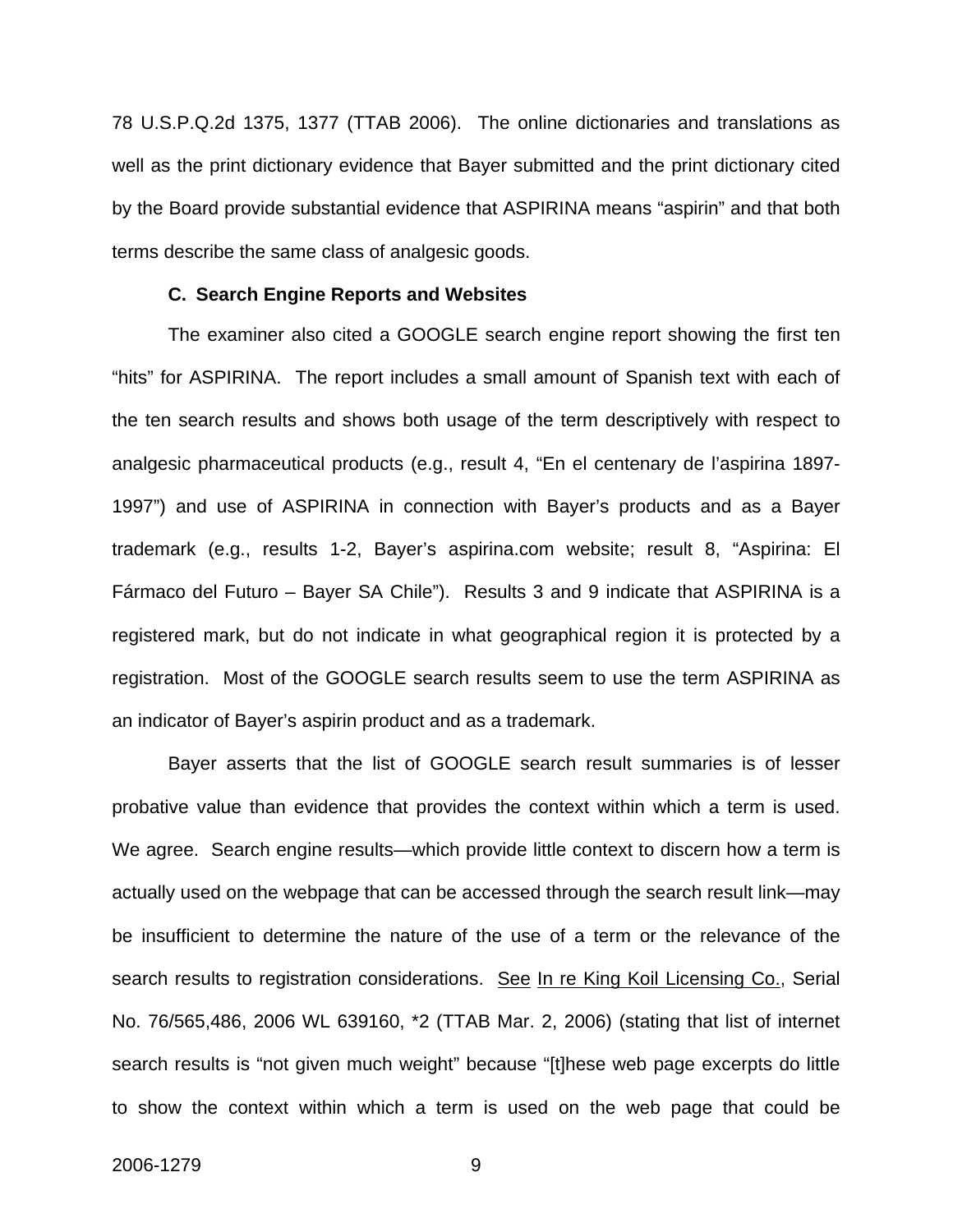78 U.S.P.Q.2d 1375, 1377 (TTAB 2006). The online dictionaries and translations as well as the print dictionary evidence that Bayer submitted and the print dictionary cited by the Board provide substantial evidence that ASPIRINA means "aspirin" and that both terms describe the same class of analgesic goods.

### C. Search Engine Reports and Websites

The examiner also cited a GOOGLE search engine report showing the first ten "hits" for ASPIRINA. The report includes a small amount of Spanish text with each of the ten search results and shows both usage of the term descriptively with respect to analgesic pharmaceutical products (e.g., result 4, "En el centenary de l'aspirina 1897-1997") and use of ASPIRINA in connection with Bayer's products and as a Bayer trademark (e.g., results 1-2, Bayer's aspirina.com website; result 8, "Aspirina: El Fármaco del Futuro – Bayer SA Chile"). Results 3 and 9 indicate that ASPIRINA is a registered mark, but do not indicate in what geographical region it is protected by a registration. Most of the GOOGLE search results seem to use the term ASPIRINA as an indicator of Bayer's aspirin product and as a trademark.

Bayer asserts that the list of GOOGLE search result summaries is of lesser probative value than evidence that provides the context within which a term is used. We agree. Search engine results—which provide little context to discern how a term is actually used on the webpage that can be accessed through the search result link—may be insufficient to determine the nature of the use of a term or the relevance of the search results to registration considerations. See In re King Koil Licensing Co., Serial No. 76/565,486, 2006 WL 639160, *2 (TTAB Mar. 2, 2006) (stating that list of internet search results is "not given much weight" because "[t]hese web page excerpts do little to show the context within which a term is used on the web page that could be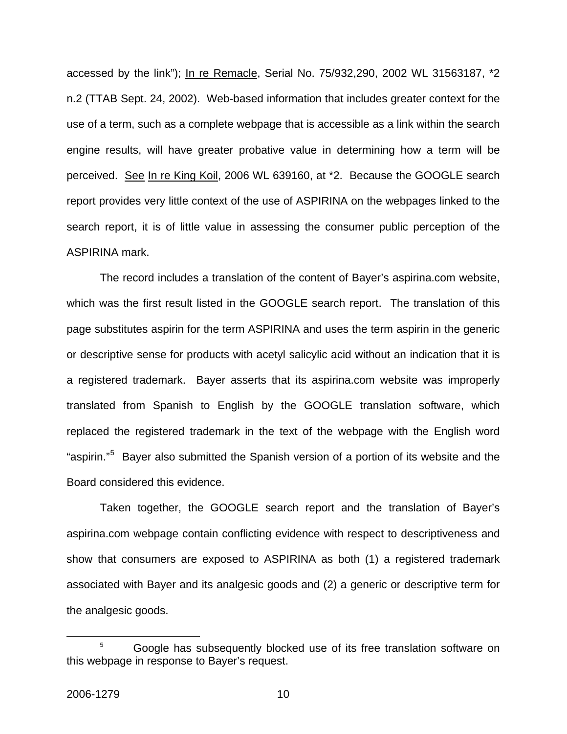accessed by the link"); In re Remacle, Serial No. 75/932,290, 2002 WL 31563187, *2 n.2 (TTAB Sept. 24, 2002). Web-based information that includes greater context for the use of a term, such as a complete webpage that is accessible as a link within the search engine results, will have greater probative value in determining how a term will be perceived. See In re King Koil, 2006 WL 639160, at *2. Because the GOOGLE search report provides very little context of the use of ASPIRINA on the webpages linked to the search report, it is of little value in assessing the consumer public perception of the ASPIRINA mark.

The record includes a translation of the content of Bayer's aspirina.com website, which was the first result listed in the GOOGLE search report. The translation of this page substitutes aspirin for the term ASPIRINA and uses the term aspirin in the generic or descriptive sense for products with acetyl salicylic acid without an indication that it is a registered trademark. Bayer asserts that its aspirina.com website was improperly translated from Spanish to English by the GOOGLE translation software, which replaced the registered trademark in the text of the webpage with the English word "aspirin."[5] Bayer also submitted the Spanish version of a portion of its website and the Board considered this evidence.

Taken together, the GOOGLE search report and the translation of Bayer's aspirina.com webpage contain conflicting evidence with respect to descriptiveness and show that consumers are exposed to ASPIRINA as both (1) a registered trademark associated with Bayer and its analgesic goods and (2) a generic or descriptive term for the analgesic goods.

[5] Google has subsequently blocked use of its free translation software on this webpage in response to Bayer's request.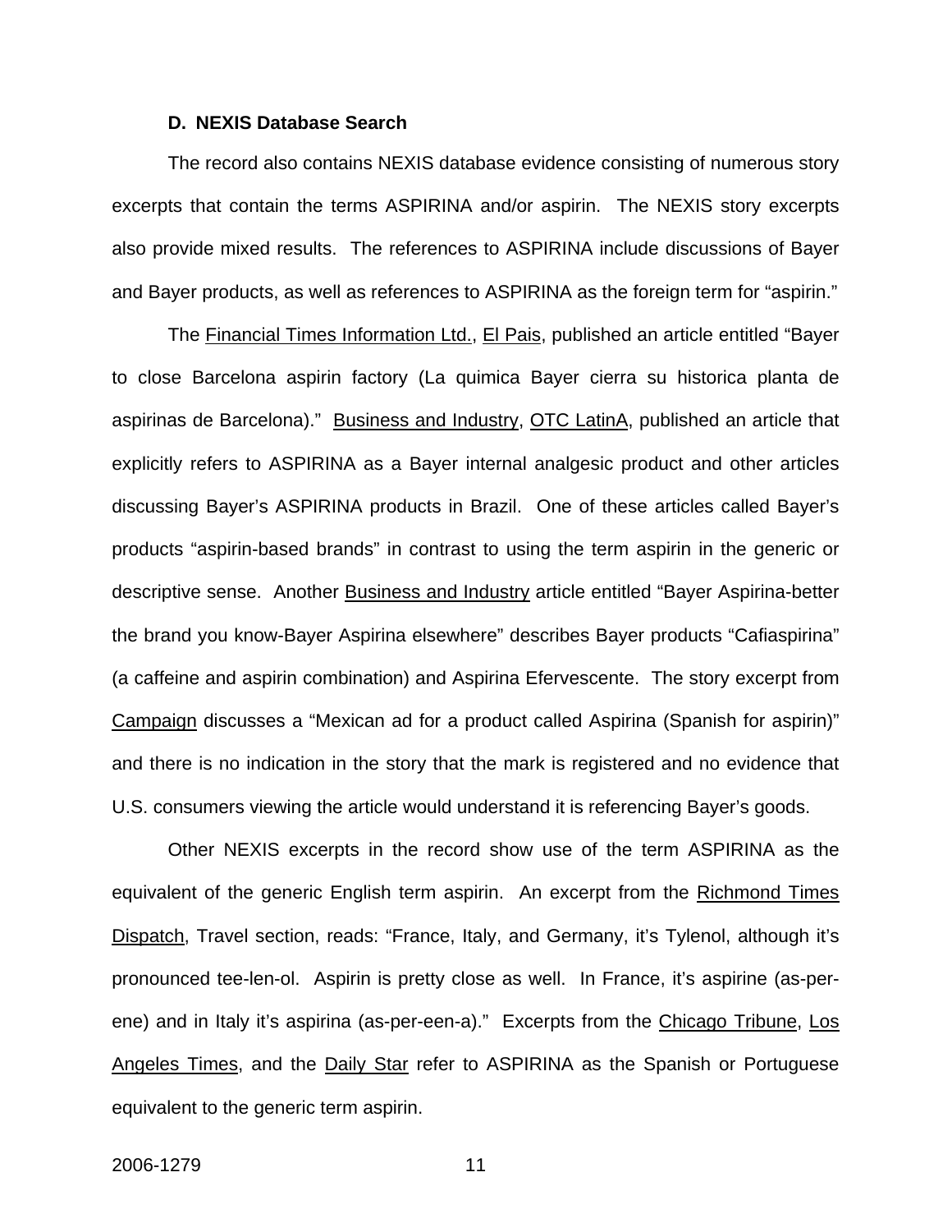### D. NEXIS Database Search

The record also contains NEXIS database evidence consisting of numerous story excerpts that contain the terms ASPIRINA and/or aspirin. The NEXIS story excerpts also provide mixed results. The references to ASPIRINA include discussions of Bayer and Bayer products, as well as references to ASPIRINA as the foreign term for "aspirin."

The Financial Times Information Ltd., El Pais, published an article entitled "Bayer to close Barcelona aspirin factory (La quimica Bayer cierra su historica planta de aspirinas de Barcelona)." Business and Industry, OTC LatinA, published an article that explicitly refers to ASPIRINA as a Bayer internal analgesic product and other articles discussing Bayer's ASPIRINA products in Brazil. One of these articles called Bayer's products "aspirin-based brands" in contrast to using the term aspirin in the generic or descriptive sense. Another Business and Industry article entitled "Bayer Aspirina-better the brand you know-Bayer Aspirina elsewhere" describes Bayer products "Cafiaspirina" (a caffeine and aspirin combination) and Aspirina Efervescente. The story excerpt from Campaign discusses a "Mexican ad for a product called Aspirina (Spanish for aspirin)" and there is no indication in the story that the mark is registered and no evidence that U.S. consumers viewing the article would understand it is referencing Bayer's goods.

Other NEXIS excerpts in the record show use of the term ASPIRINA as the equivalent of the generic English term aspirin. An excerpt from the Richmond Times Dispatch, Travel section, reads: "France, Italy, and Germany, it's Tylenol, although it's pronounced tee-len-ol. Aspirin is pretty close as well. In France, it's aspirine (as-per-ene) and in Italy it's aspirina (as-per-een-a)." Excerpts from the Chicago Tribune, Los Angeles Times, and the Daily Star refer to ASPIRINA as the Spanish or Portuguese equivalent to the generic term aspirin.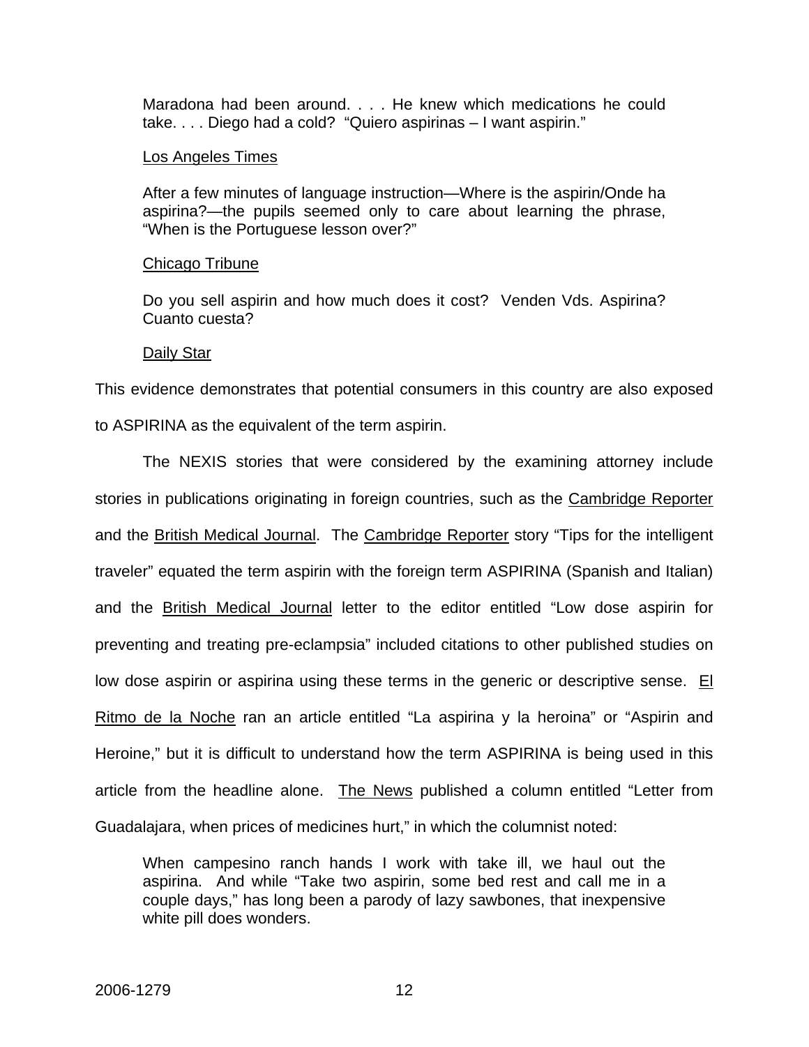> Maradona had been around. . . . He knew which medications he could take. . . . Diego had a cold? "Quiero aspirinas – I want aspirin."
>
> Los Angeles Times
>
> After a few minutes of language instruction—Where is the aspirin/Onde ha aspirina?—the pupils seemed only to care about learning the phrase, "When is the Portuguese lesson over?"
>
> Chicago Tribune
>
> Do you sell aspirin and how much does it cost? Venden Vds. Aspirina? Cuanto cuesta?
>
> Daily Star

This evidence demonstrates that potential consumers in this country are also exposed to ASPIRINA as the equivalent of the term aspirin.

The NEXIS stories that were considered by the examining attorney include stories in publications originating in foreign countries, such as the Cambridge Reporter and the British Medical Journal. The Cambridge Reporter story "Tips for the intelligent traveler" equated the term aspirin with the foreign term ASPIRINA (Spanish and Italian) and the British Medical Journal letter to the editor entitled "Low dose aspirin for preventing and treating pre-eclampsia" included citations to other published studies on low dose aspirin or aspirina using these terms in the generic or descriptive sense. El Ritmo de la Noche ran an article entitled "La aspirina y la heroina" or "Aspirin and Heroine," but it is difficult to understand how the term ASPIRINA is being used in this article from the headline alone. The News published a column entitled "Letter from Guadalajara, when prices of medicines hurt," in which the columnist noted:

> When campesino ranch hands I work with take ill, we haul out the aspirina. And while "Take two aspirin, some bed rest and call me in a couple days," has long been a parody of lazy sawbones, that inexpensive white pill does wonders.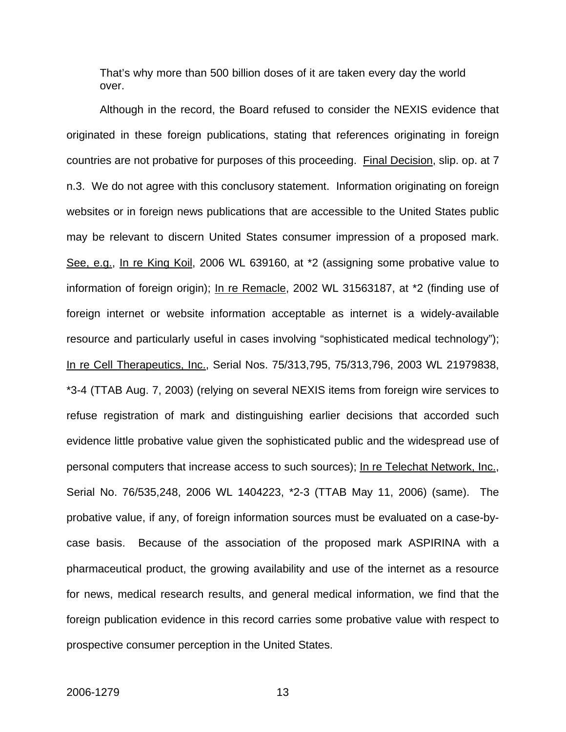> That's why more than 500 billion doses of it are taken every day the world over.

Although in the record, the Board refused to consider the NEXIS evidence that originated in these foreign publications, stating that references originating in foreign countries are not probative for purposes of this proceeding. Final Decision, slip. op. at 7 n.3. We do not agree with this conclusory statement. Information originating on foreign websites or in foreign news publications that are accessible to the United States public may be relevant to discern United States consumer impression of a proposed mark. See, e.g., In re King Koil, 2006 WL 639160, at *2 (assigning some probative value to information of foreign origin); In re Remacle, 2002 WL 31563187, at *2 (finding use of foreign internet or website information acceptable as internet is a widely-available resource and particularly useful in cases involving "sophisticated medical technology"); In re Cell Therapeutics, Inc., Serial Nos. 75/313,795, 75/313,796, 2003 WL 21979838, *3-4 (TTAB Aug. 7, 2003) (relying on several NEXIS items from foreign wire services to refuse registration of mark and distinguishing earlier decisions that accorded such evidence little probative value given the sophisticated public and the widespread use of personal computers that increase access to such sources); In re Telechat Network, Inc., Serial No. 76/535,248, 2006 WL 1404223, *2-3 (TTAB May 11, 2006) (same). The probative value, if any, of foreign information sources must be evaluated on a case-by-case basis. Because of the association of the proposed mark ASPIRINA with a pharmaceutical product, the growing availability and use of the internet as a resource for news, medical research results, and general medical information, we find that the foreign publication evidence in this record carries some probative value with respect to prospective consumer perception in the United States.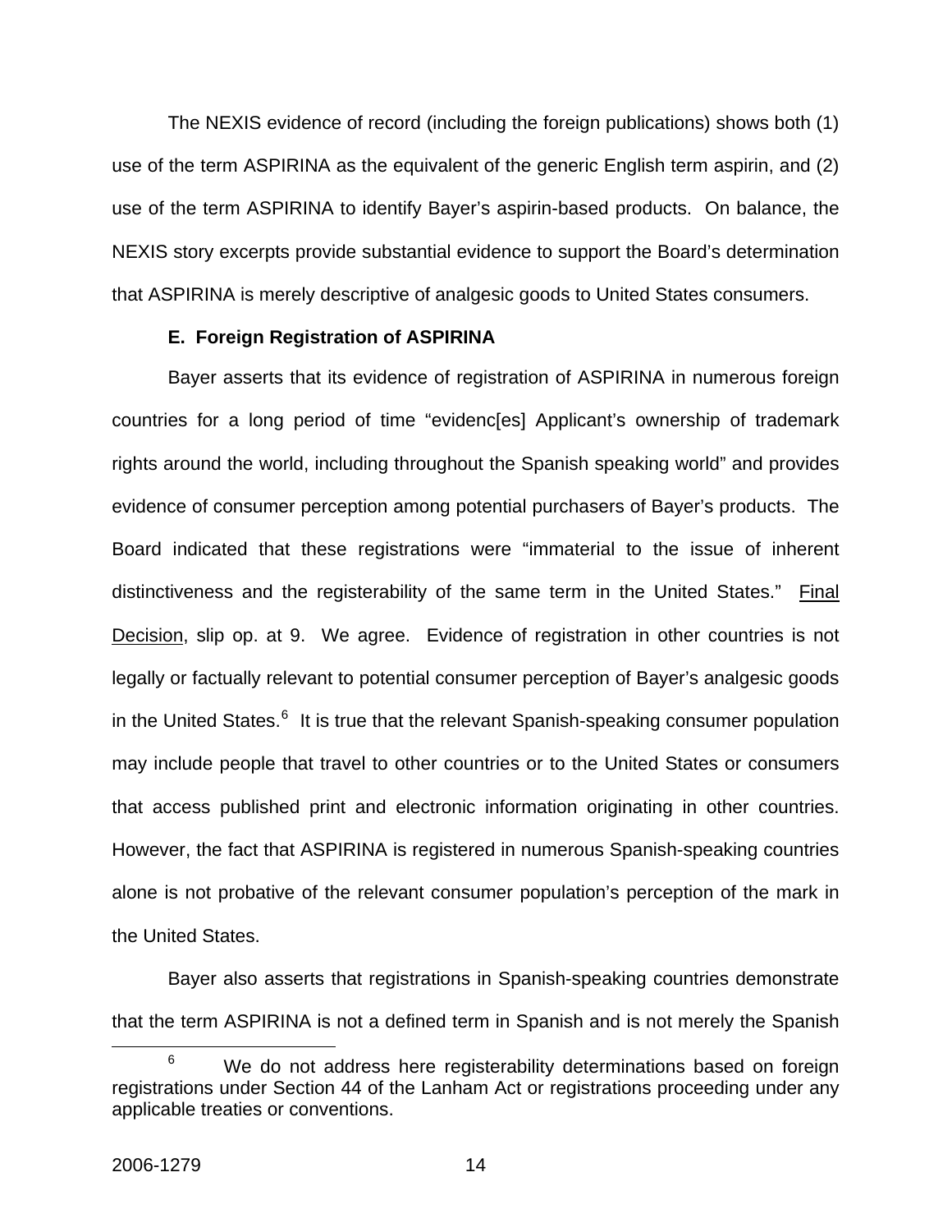The NEXIS evidence of record (including the foreign publications) shows both (1) use of the term ASPIRINA as the equivalent of the generic English term aspirin, and (2) use of the term ASPIRINA to identify Bayer's aspirin-based products. On balance, the NEXIS story excerpts provide substantial evidence to support the Board's determination that ASPIRINA is merely descriptive of analgesic goods to United States consumers.

**E. Foreign Registration of ASPIRINA**

Bayer asserts that its evidence of registration of ASPIRINA in numerous foreign countries for a long period of time "evidenc[es] Applicant's ownership of trademark rights around the world, including throughout the Spanish speaking world" and provides evidence of consumer perception among potential purchasers of Bayer's products. The Board indicated that these registrations were "immaterial to the issue of inherent distinctiveness and the registerability of the same term in the United States." Final Decision, slip op. at 9. We agree. Evidence of registration in other countries is not legally or factually relevant to potential consumer perception of Bayer's analgesic goods in the United States.[6] It is true that the relevant Spanish-speaking consumer population may include people that travel to other countries or to the United States or consumers that access published print and electronic information originating in other countries. However, the fact that ASPIRINA is registered in numerous Spanish-speaking countries alone is not probative of the relevant consumer population's perception of the mark in the United States.

Bayer also asserts that registrations in Spanish-speaking countries demonstrate that the term ASPIRINA is not a defined term in Spanish and is not merely the Spanish

[6] We do not address here registerability determinations based on foreign registrations under Section 44 of the Lanham Act or registrations proceeding under any applicable treaties or conventions.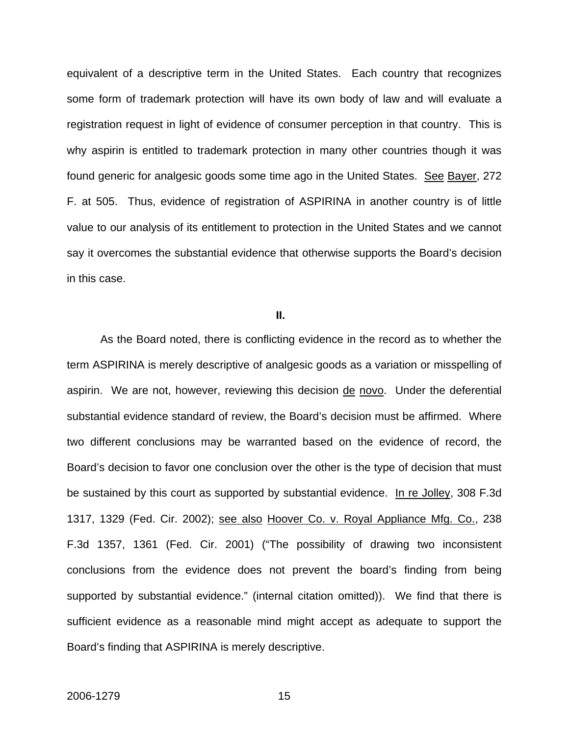equivalent of a descriptive term in the United States. Each country that recognizes some form of trademark protection will have its own body of law and will evaluate a registration request in light of evidence of consumer perception in that country. This is why aspirin is entitled to trademark protection in many other countries though it was found generic for analgesic goods some time ago in the United States. See Bayer, 272 F. at 505. Thus, evidence of registration of ASPIRINA in another country is of little value to our analysis of its entitlement to protection in the United States and we cannot say it overcomes the substantial evidence that otherwise supports the Board's decision in this case.

**II.**

As the Board noted, there is conflicting evidence in the record as to whether the term ASPIRINA is merely descriptive of analgesic goods as a variation or misspelling of aspirin. We are not, however, reviewing this decision de novo. Under the deferential substantial evidence standard of review, the Board's decision must be affirmed. Where two different conclusions may be warranted based on the evidence of record, the Board's decision to favor one conclusion over the other is the type of decision that must be sustained by this court as supported by substantial evidence. In re Jolley, 308 F.3d 1317, 1329 (Fed. Cir. 2002); see also Hoover Co. v. Royal Appliance Mfg. Co., 238 F.3d 1357, 1361 (Fed. Cir. 2001) ("The possibility of drawing two inconsistent conclusions from the evidence does not prevent the board's finding from being supported by substantial evidence." (internal citation omitted)). We find that there is sufficient evidence as a reasonable mind might accept as adequate to support the Board's finding that ASPIRINA is merely descriptive.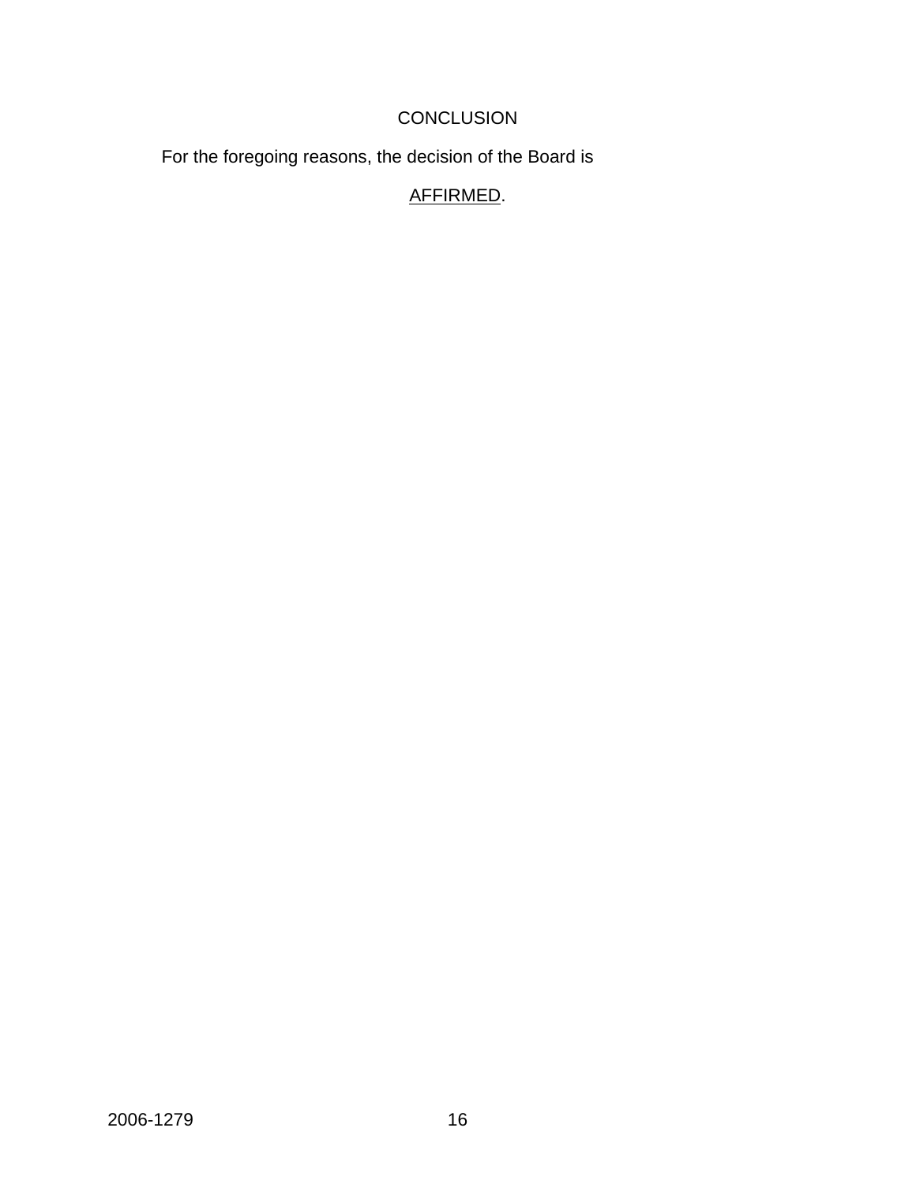## CONCLUSION

For the foregoing reasons, the decision of the Board is

AFFIRMED.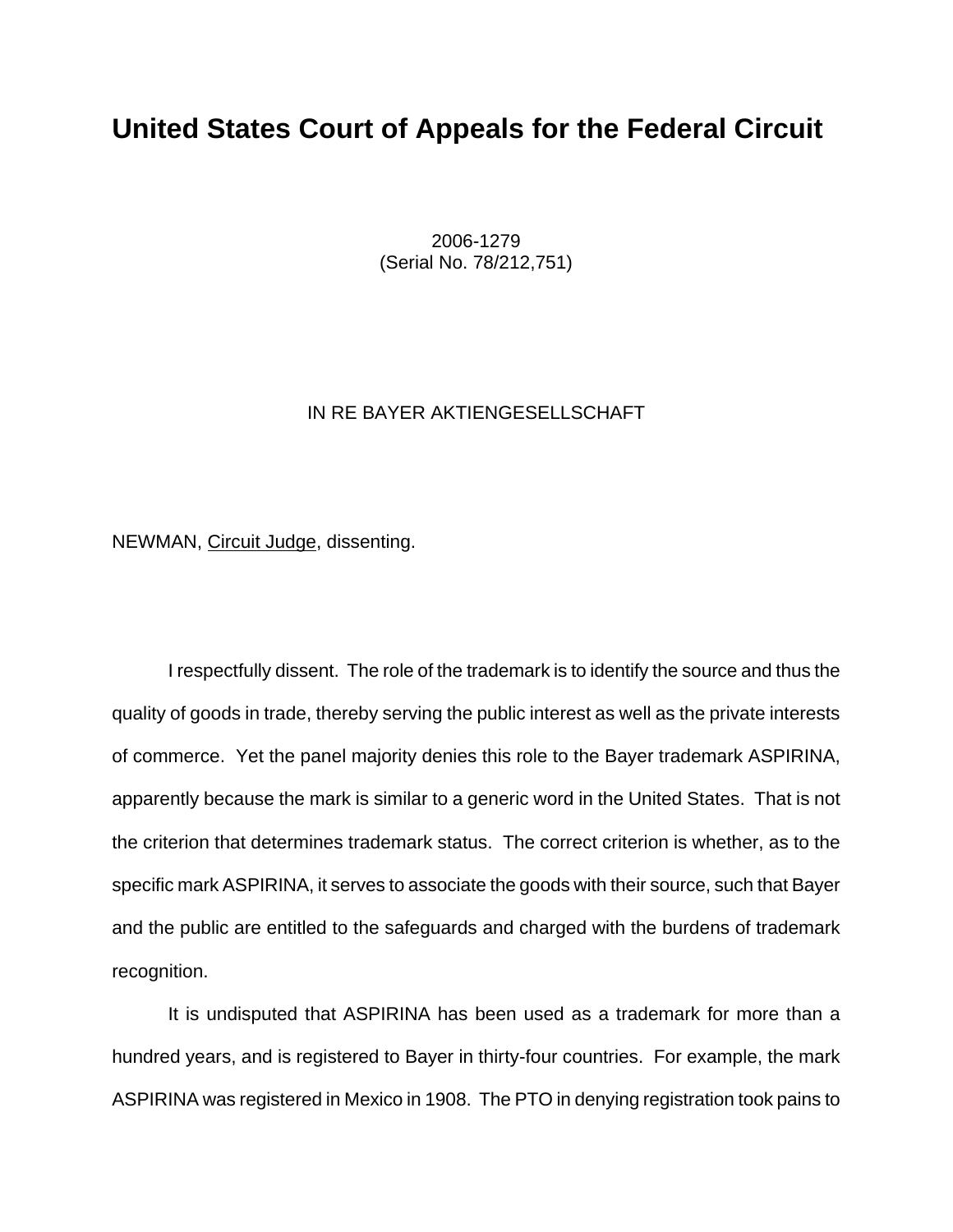# United States Court of Appeals for the Federal Circuit

2006-1279
(Serial No. 78/212,751)

IN RE BAYER AKTIENGESELLSCHAFT

NEWMAN, Circuit Judge, dissenting.

I respectfully dissent. The role of the trademark is to identify the source and thus the quality of goods in trade, thereby serving the public interest as well as the private interests of commerce. Yet the panel majority denies this role to the Bayer trademark ASPIRINA, apparently because the mark is similar to a generic word in the United States. That is not the criterion that determines trademark status. The correct criterion is whether, as to the specific mark ASPIRINA, it serves to associate the goods with their source, such that Bayer and the public are entitled to the safeguards and charged with the burdens of trademark recognition.

It is undisputed that ASPIRINA has been used as a trademark for more than a hundred years, and is registered to Bayer in thirty-four countries. For example, the mark ASPIRINA was registered in Mexico in 1908. The PTO in denying registration took pains to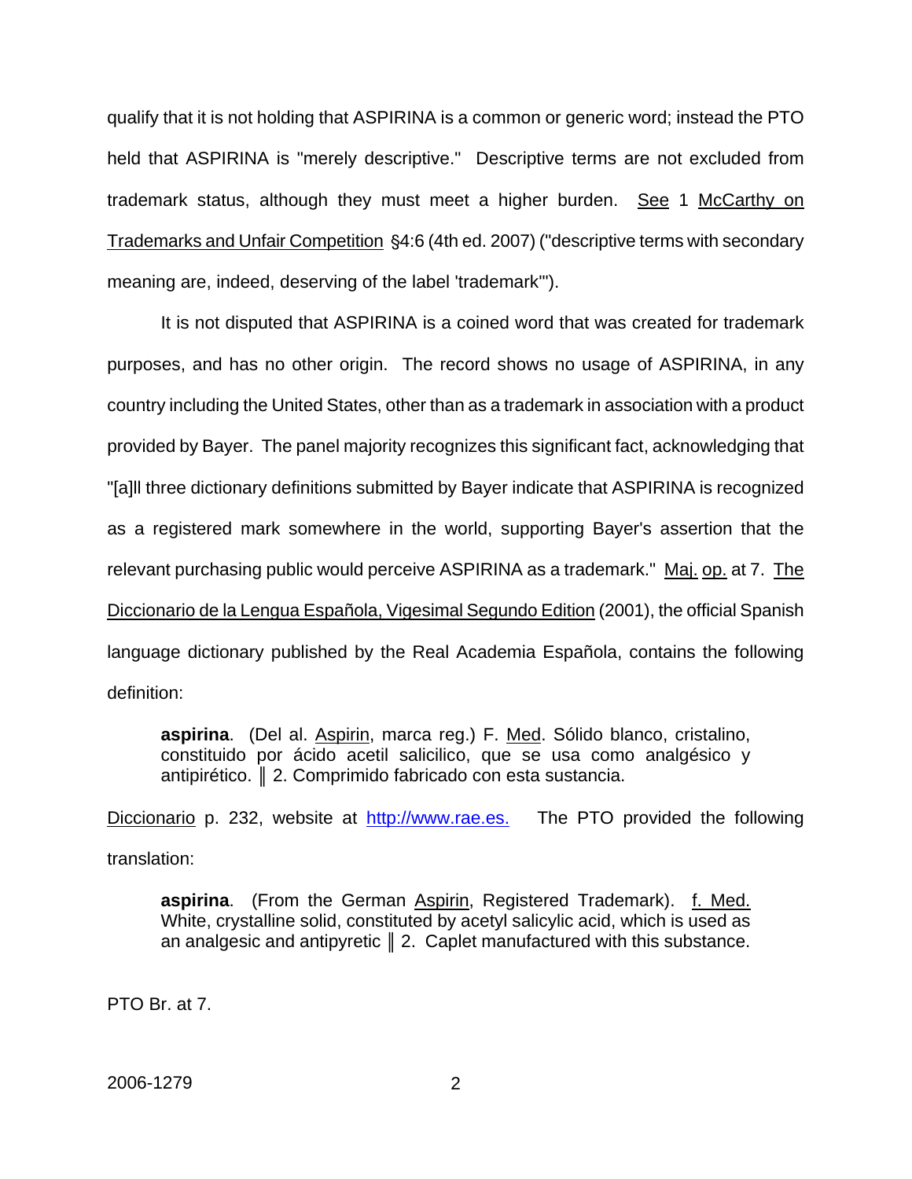qualify that it is not holding that ASPIRINA is a common or generic word; instead the PTO held that ASPIRINA is "merely descriptive." Descriptive terms are not excluded from trademark status, although they must meet a higher burden. See 1 McCarthy on Trademarks and Unfair Competition §4:6 (4th ed. 2007) ("descriptive terms with secondary meaning are, indeed, deserving of the label 'trademark'").

It is not disputed that ASPIRINA is a coined word that was created for trademark purposes, and has no other origin. The record shows no usage of ASPIRINA, in any country including the United States, other than as a trademark in association with a product provided by Bayer. The panel majority recognizes this significant fact, acknowledging that "[a]ll three dictionary definitions submitted by Bayer indicate that ASPIRINA is recognized as a registered mark somewhere in the world, supporting Bayer's assertion that the relevant purchasing public would perceive ASPIRINA as a trademark." Maj. op. at 7. The Diccionario de la Lengua Española, Vigesimal Segundo Edition (2001), the official Spanish language dictionary published by the Real Academia Española, contains the following definition:

> **aspirina**. (Del al. Aspirin, marca reg.) F. Med. Sólido blanco, cristalino, constituido por ácido acetil salicilico, que se usa como analgésico y antipirético. ‖ 2. Comprimido fabricado con esta sustancia.

Diccionario p. 232, website at http://www.rae.es. The PTO provided the following translation:

> **aspirina**. (From the German Aspirin, Registered Trademark). f. Med. White, crystalline solid, constituted by acetyl salicylic acid, which is used as an analgesic and antipyretic ‖ 2. Caplet manufactured with this substance.

PTO Br. at 7.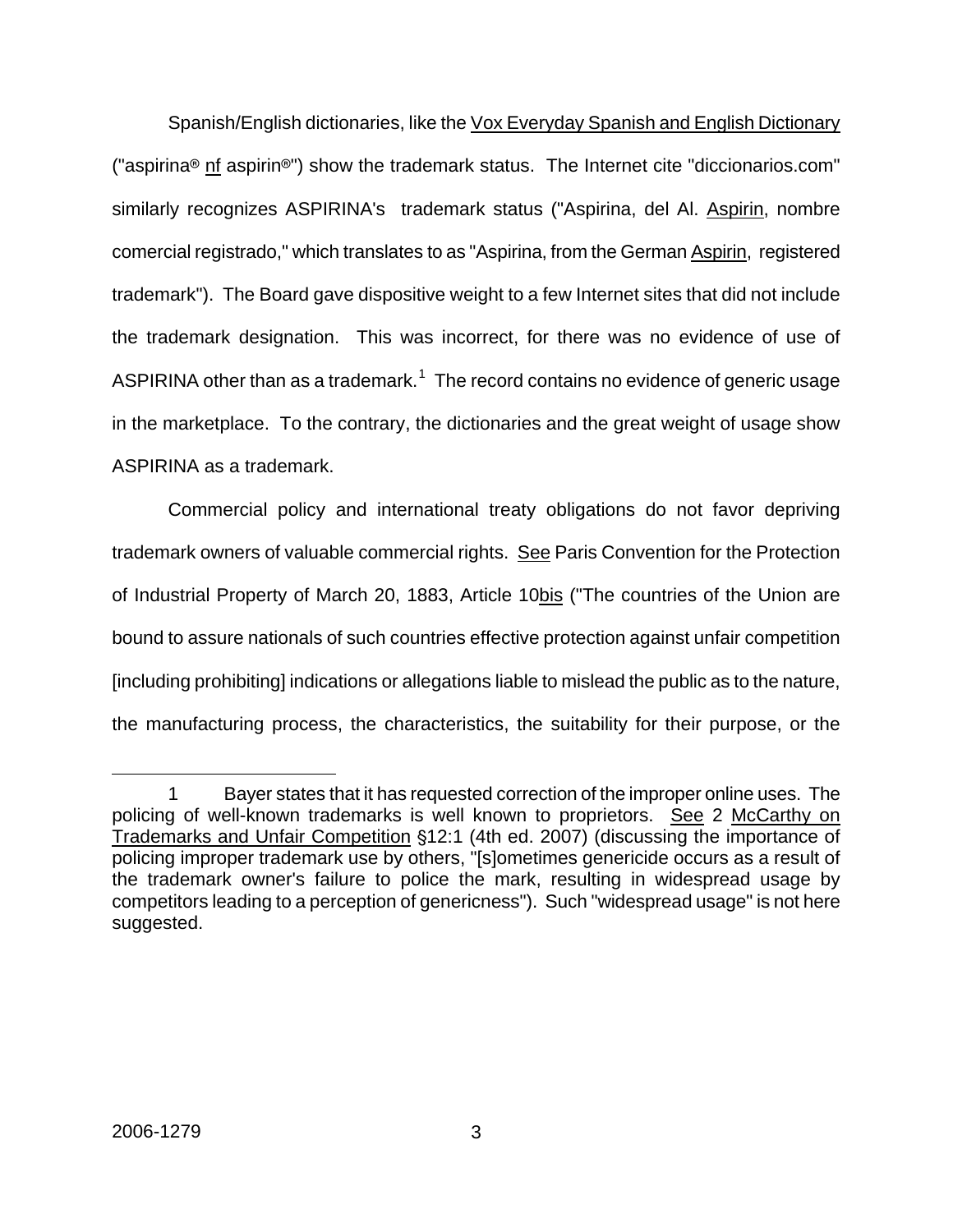Spanish/English dictionaries, like the Vox Everyday Spanish and English Dictionary ("aspirina® nf aspirin®") show the trademark status. The Internet cite "diccionarios.com" similarly recognizes ASPIRINA's trademark status ("Aspirina, del Al. Aspirin, nombre comercial registrado," which translates to as "Aspirina, from the German Aspirin, registered trademark"). The Board gave dispositive weight to a few Internet sites that did not include the trademark designation. This was incorrect, for there was no evidence of use of ASPIRINA other than as a trademark.[1] The record contains no evidence of generic usage in the marketplace. To the contrary, the dictionaries and the great weight of usage show ASPIRINA as a trademark.

Commercial policy and international treaty obligations do not favor depriving trademark owners of valuable commercial rights. See Paris Convention for the Protection of Industrial Property of March 20, 1883, Article 10bis ("The countries of the Union are bound to assure nationals of such countries effective protection against unfair competition [including prohibiting] indications or allegations liable to mislead the public as to the nature, the manufacturing process, the characteristics, the suitability for their purpose, or the

---

[1] Bayer states that it has requested correction of the improper online uses. The policing of well-known trademarks is well known to proprietors. See 2 McCarthy on Trademarks and Unfair Competition §12:1 (4th ed. 2007) (discussing the importance of policing improper trademark use by others, "[s]ometimes genericide occurs as a result of the trademark owner's failure to police the mark, resulting in widespread usage by competitors leading to a perception of genericness"). Such "widespread usage" is not here suggested.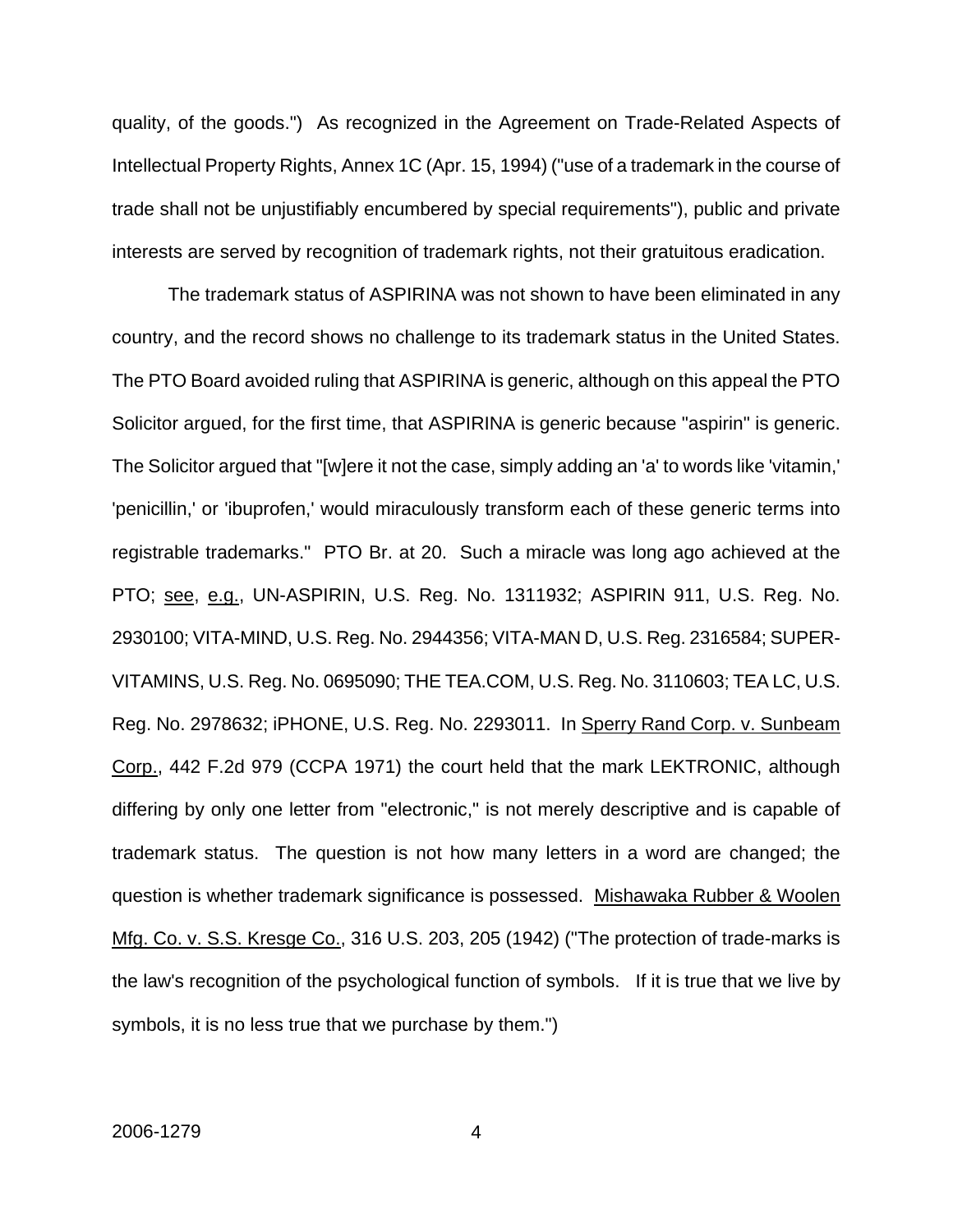quality, of the goods.") As recognized in the Agreement on Trade-Related Aspects of Intellectual Property Rights, Annex 1C (Apr. 15, 1994) ("use of a trademark in the course of trade shall not be unjustifiably encumbered by special requirements"), public and private interests are served by recognition of trademark rights, not their gratuitous eradication.

The trademark status of ASPIRINA was not shown to have been eliminated in any country, and the record shows no challenge to its trademark status in the United States. The PTO Board avoided ruling that ASPIRINA is generic, although on this appeal the PTO Solicitor argued, for the first time, that ASPIRINA is generic because "aspirin" is generic. The Solicitor argued that "[w]ere it not the case, simply adding an 'a' to words like 'vitamin,' 'penicillin,' or 'ibuprofen,' would miraculously transform each of these generic terms into registrable trademarks." PTO Br. at 20. Such a miracle was long ago achieved at the PTO; see, e.g., UN-ASPIRIN, U.S. Reg. No. 1311932; ASPIRIN 911, U.S. Reg. No. 2930100; VITA-MIND, U.S. Reg. No. 2944356; VITA-MAN D, U.S. Reg. 2316584; SUPER-VITAMINS, U.S. Reg. No. 0695090; THE TEA.COM, U.S. Reg. No. 3110603; TEA LC, U.S. Reg. No. 2978632; iPHONE, U.S. Reg. No. 2293011. In Sperry Rand Corp. v. Sunbeam Corp., 442 F.2d 979 (CCPA 1971) the court held that the mark LEKTRONIC, although differing by only one letter from "electronic," is not merely descriptive and is capable of trademark status. The question is not how many letters in a word are changed; the question is whether trademark significance is possessed. Mishawaka Rubber & Woolen Mfg. Co. v. S.S. Kresge Co., 316 U.S. 203, 205 (1942) ("The protection of trade-marks is the law's recognition of the psychological function of symbols. If it is true that we live by symbols, it is no less true that we purchase by them.")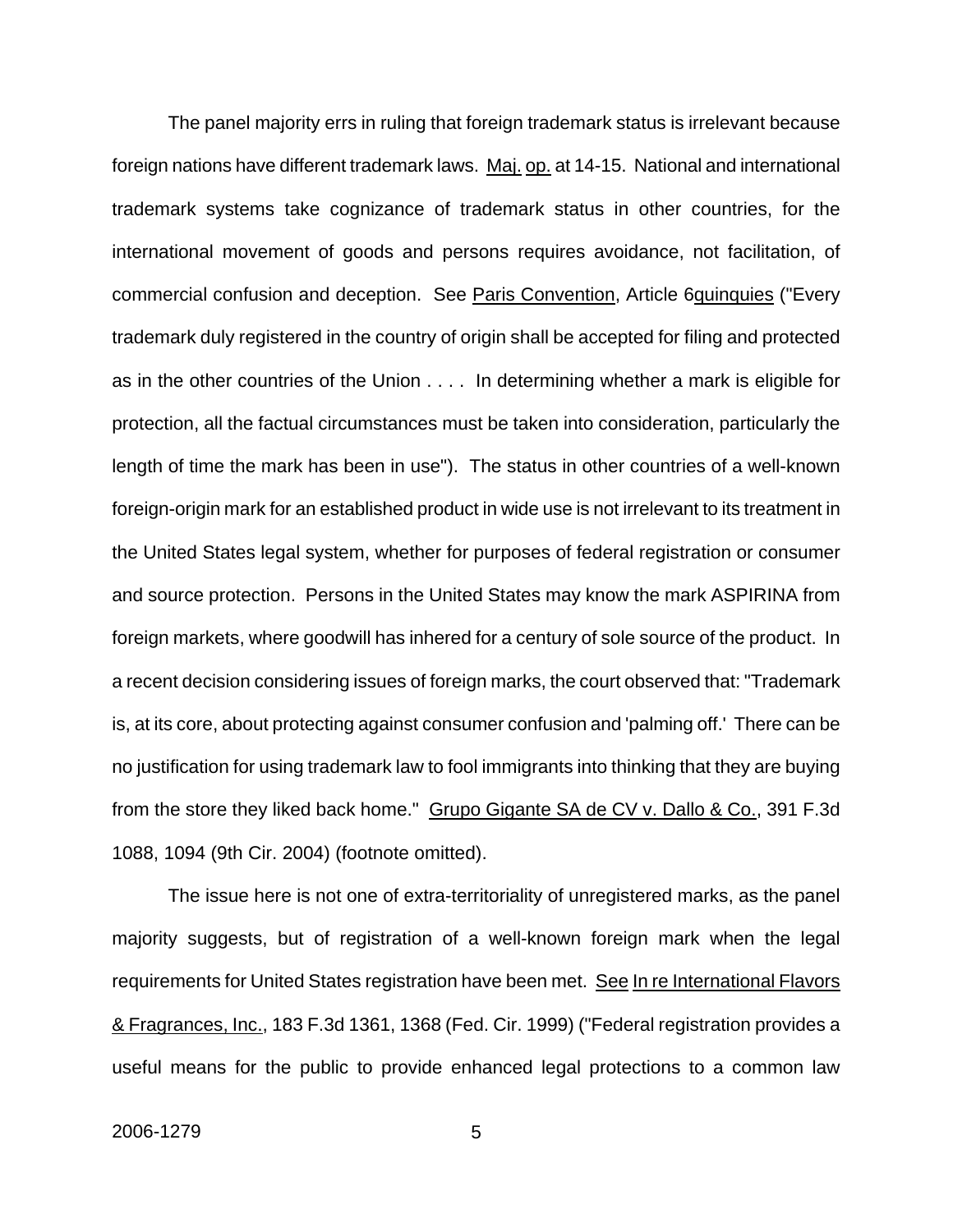The panel majority errs in ruling that foreign trademark status is irrelevant because foreign nations have different trademark laws. Maj. op. at 14-15. National and international trademark systems take cognizance of trademark status in other countries, for the international movement of goods and persons requires avoidance, not facilitation, of commercial confusion and deception. See Paris Convention, Article 6quinquies ("Every trademark duly registered in the country of origin shall be accepted for filing and protected as in the other countries of the Union . . . . In determining whether a mark is eligible for protection, all the factual circumstances must be taken into consideration, particularly the length of time the mark has been in use"). The status in other countries of a well-known foreign-origin mark for an established product in wide use is not irrelevant to its treatment in the United States legal system, whether for purposes of federal registration or consumer and source protection. Persons in the United States may know the mark ASPIRINA from foreign markets, where goodwill has inhered for a century of sole source of the product. In a recent decision considering issues of foreign marks, the court observed that: "Trademark is, at its core, about protecting against consumer confusion and 'palming off.' There can be no justification for using trademark law to fool immigrants into thinking that they are buying from the store they liked back home." Grupo Gigante SA de CV v. Dallo & Co., 391 F.3d 1088, 1094 (9th Cir. 2004) (footnote omitted).

The issue here is not one of extra-territoriality of unregistered marks, as the panel majority suggests, but of registration of a well-known foreign mark when the legal requirements for United States registration have been met. See In re International Flavors & Fragrances, Inc., 183 F.3d 1361, 1368 (Fed. Cir. 1999) ("Federal registration provides a useful means for the public to provide enhanced legal protections to a common law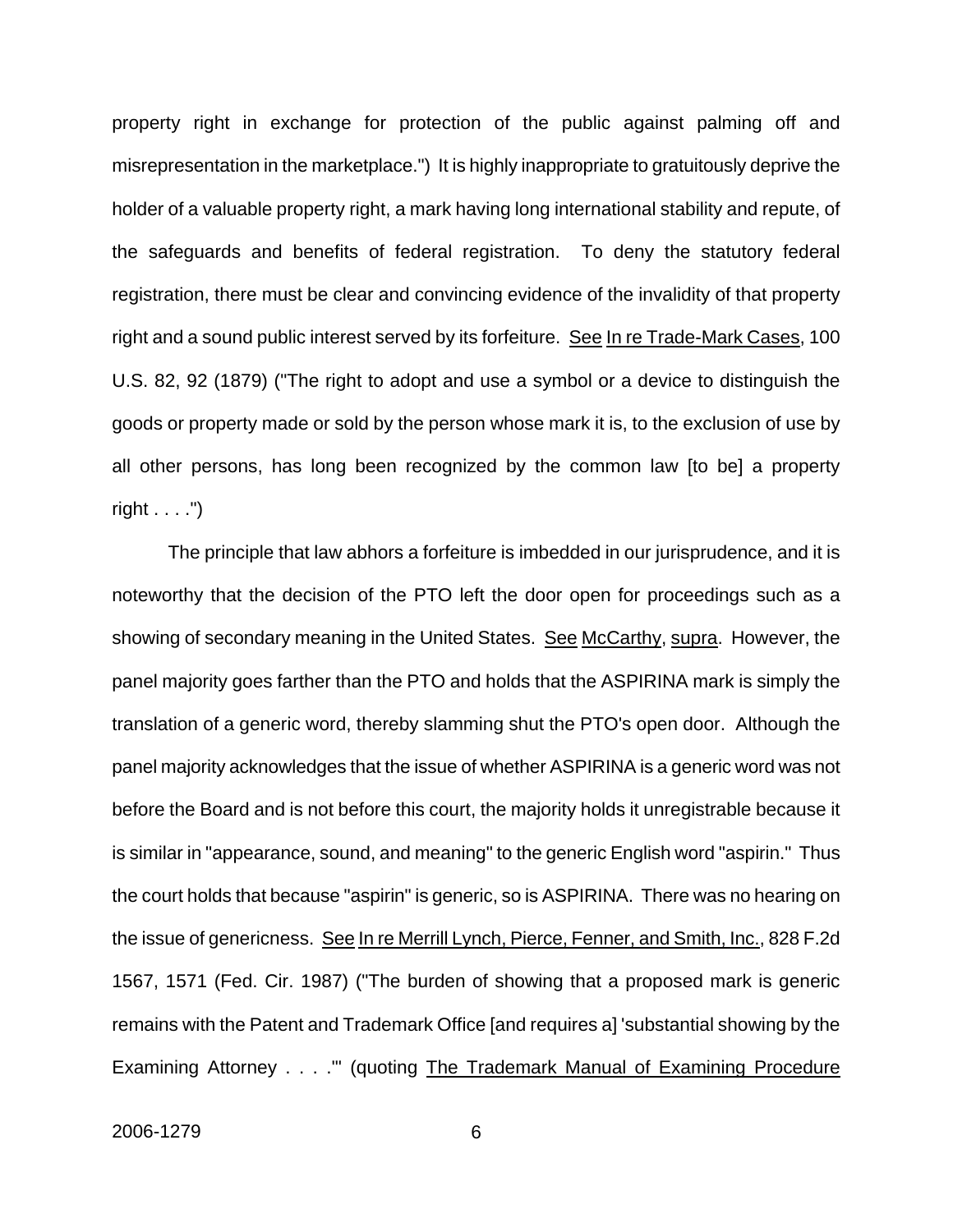property right in exchange for protection of the public against palming off and misrepresentation in the marketplace.") It is highly inappropriate to gratuitously deprive the holder of a valuable property right, a mark having long international stability and repute, of the safeguards and benefits of federal registration. To deny the statutory federal registration, there must be clear and convincing evidence of the invalidity of that property right and a sound public interest served by its forfeiture. See In re Trade-Mark Cases, 100 U.S. 82, 92 (1879) ("The right to adopt and use a symbol or a device to distinguish the goods or property made or sold by the person whose mark it is, to the exclusion of use by all other persons, has long been recognized by the common law [to be] a property right . . . .")

The principle that law abhors a forfeiture is imbedded in our jurisprudence, and it is noteworthy that the decision of the PTO left the door open for proceedings such as a showing of secondary meaning in the United States. See McCarthy, supra. However, the panel majority goes farther than the PTO and holds that the ASPIRINA mark is simply the translation of a generic word, thereby slamming shut the PTO's open door. Although the panel majority acknowledges that the issue of whether ASPIRINA is a generic word was not before the Board and is not before this court, the majority holds it unregistrable because it is similar in "appearance, sound, and meaning" to the generic English word "aspirin." Thus the court holds that because "aspirin" is generic, so is ASPIRINA. There was no hearing on the issue of genericness. See In re Merrill Lynch, Pierce, Fenner, and Smith, Inc., 828 F.2d 1567, 1571 (Fed. Cir. 1987) ("The burden of showing that a proposed mark is generic remains with the Patent and Trademark Office [and requires a] 'substantial showing by the Examining Attorney . . . .'" (quoting The Trademark Manual of Examining Procedure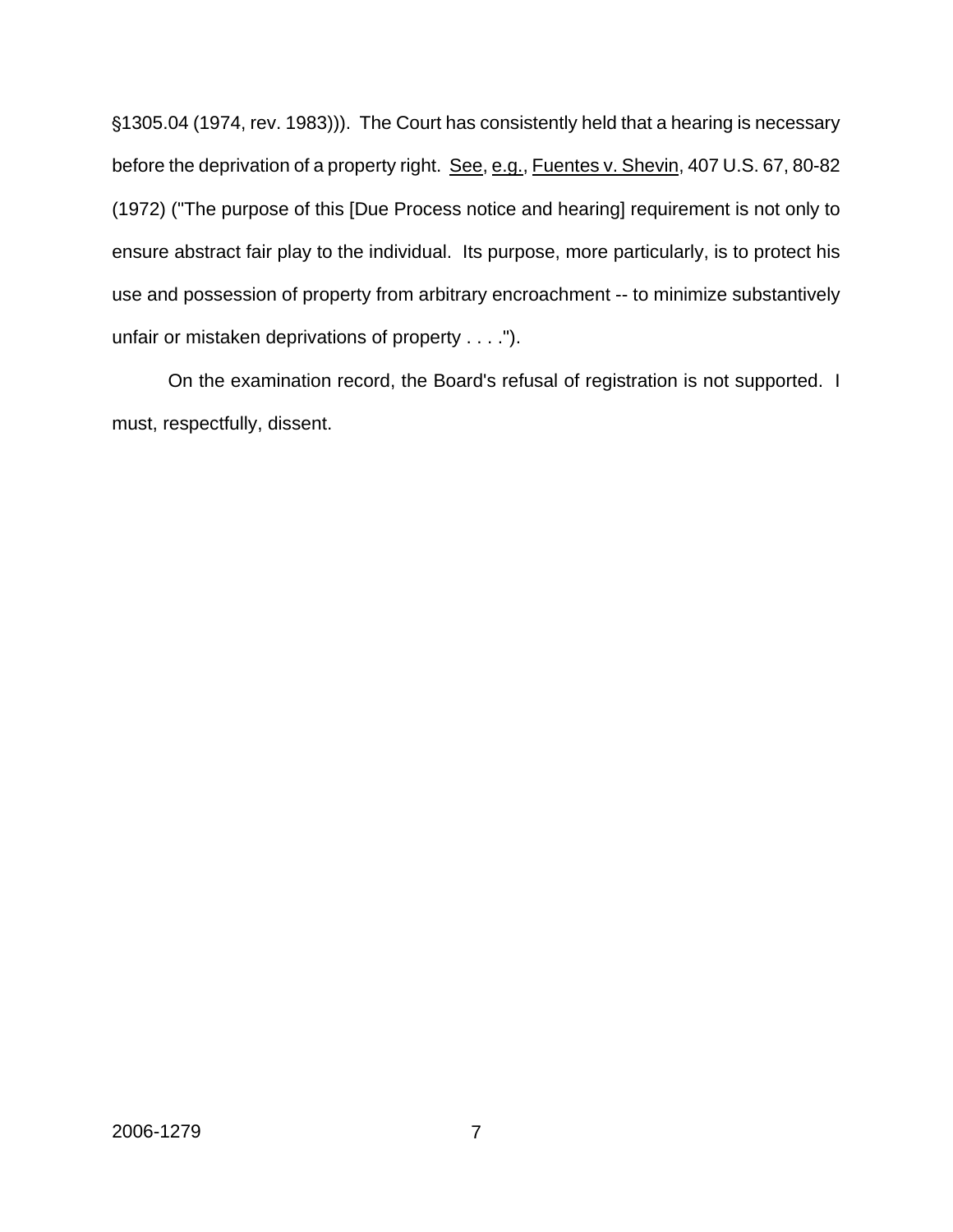§1305.04 (1974, rev. 1983))). The Court has consistently held that a hearing is necessary before the deprivation of a property right. See, e.g., Fuentes v. Shevin, 407 U.S. 67, 80-82 (1972) ("The purpose of this [Due Process notice and hearing] requirement is not only to ensure abstract fair play to the individual. Its purpose, more particularly, is to protect his use and possession of property from arbitrary encroachment -- to minimize substantively unfair or mistaken deprivations of property . . . .").

On the examination record, the Board's refusal of registration is not supported. I must, respectfully, dissent.